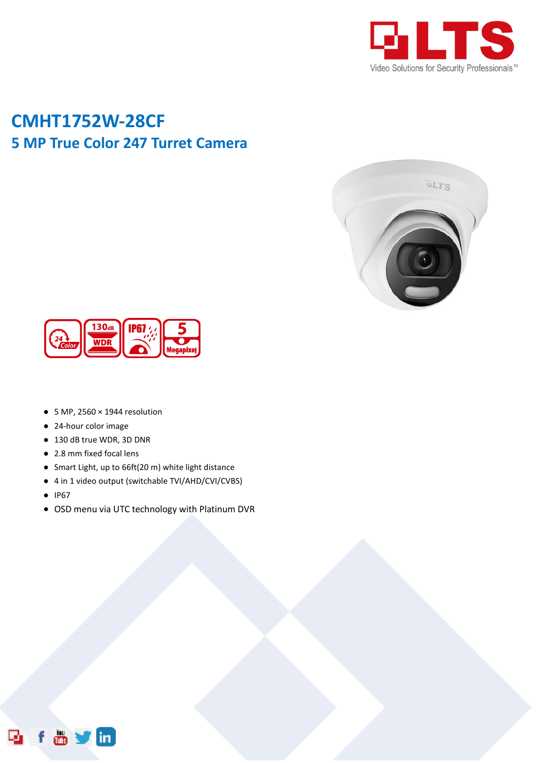# CMHT1752W-28CF

## 5 MP True Color 247 Turret Camera

- 5 MP, 2560 × 1944 resolution
- 24-hour color image
- 130 dB true WDR, 3D DNR
- 2.8 mm fixed focal lens
- Smart Light, up to 66ft(20 m) white light distance
- 4 in 1 video output (switchable TVI/AHD/CVI/CVBS)
- IP67
- OSD menu via UTC technology with Platinum DVR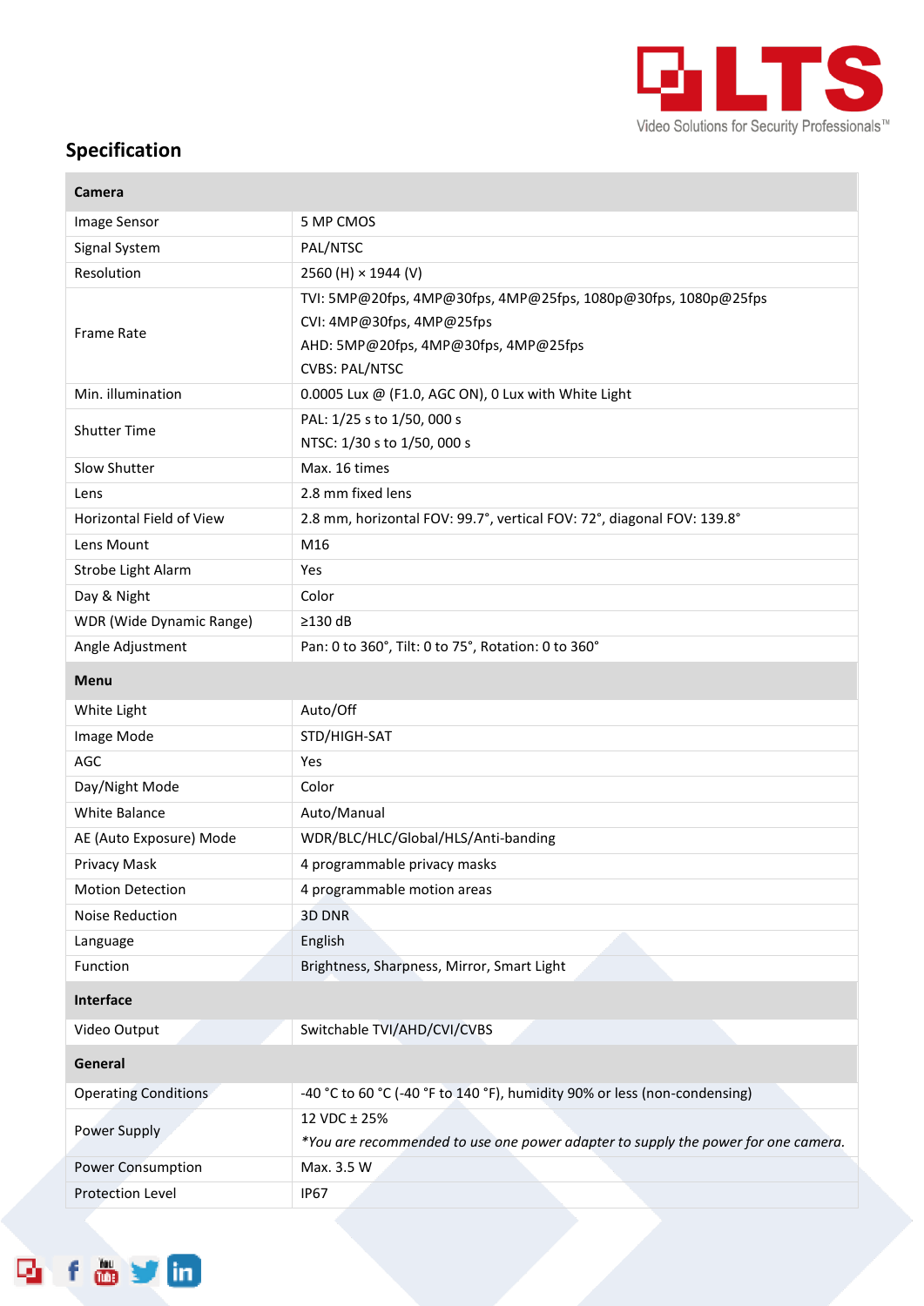## Specification

| Camera | |
|---|---|
| Image Sensor | 5 MP CMOS |
| Signal System | PAL/NTSC |
| Resolution | 2560 (H) × 1944 (V) |
| Frame Rate | TVI: 5MP@20fps, 4MP@30fps, 4MP@25fps, 1080p@30fps, 1080p@25fps<br>CVI: 4MP@30fps, 4MP@25fps<br>AHD: 5MP@20fps, 4MP@30fps, 4MP@25fps<br>CVBS: PAL/NTSC |
| Min. illumination | 0.0005 Lux @ (F1.0, AGC ON), 0 Lux with White Light |
| Shutter Time | PAL: 1/25 s to 1/50, 000 s<br>NTSC: 1/30 s to 1/50, 000 s |
| Slow Shutter | Max. 16 times |
| Lens | 2.8 mm fixed lens |
| Horizontal Field of View | 2.8 mm, horizontal FOV: 99.7°, vertical FOV: 72°, diagonal FOV: 139.8° |
| Lens Mount | M16 |
| Strobe Light Alarm | Yes |
| Day & Night | Color |
| WDR (Wide Dynamic Range) | ≥130 dB |
| Angle Adjustment | Pan: 0 to 360°, Tilt: 0 to 75°, Rotation: 0 to 360° |
| **Menu** | |
| White Light | Auto/Off |
| Image Mode | STD/HIGH-SAT |
| AGC | Yes |
| Day/Night Mode | Color |
| White Balance | Auto/Manual |
| AE (Auto Exposure) Mode | WDR/BLC/HLC/Global/HLS/Anti-banding |
| Privacy Mask | 4 programmable privacy masks |
| Motion Detection | 4 programmable motion areas |
| Noise Reduction | 3D DNR |
| Language | English |
| Function | Brightness, Sharpness, Mirror, Smart Light |
| **Interface** | |
| Video Output | Switchable TVI/AHD/CVI/CVBS |
| **General** | |
| Operating Conditions | -40 °C to 60 °C (-40 °F to 140 °F), humidity 90% or less (non-condensing) |
| Power Supply | 12 VDC ± 25%<br>*\*You are recommended to use one power adapter to supply the power for one camera.* |
| Power Consumption | Max. 3.5 W |
| Protection Level | IP67 |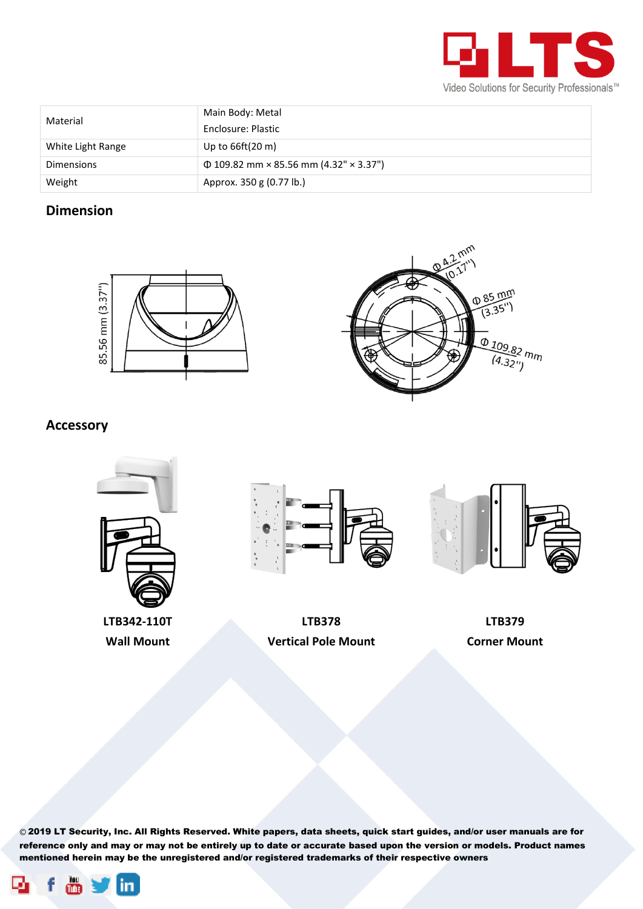| | |
|---|---|
| Material | Main Body: Metal<br>Enclosure: Plastic |
| White Light Range | Up to 66ft(20 m) |
| Dimensions | Φ 109.82 mm × 85.56 mm (4.32" × 3.37") |
| Weight | Approx. 350 g (0.77 lb.) |

## Dimension

85.56 mm (3.37")

Φ 4.2 mm (0.17")

Φ 85 mm (3.35")

Φ 109.82 mm (4.32")

## Accessory

**LTB342-110T**
**Wall Mount**

**LTB378**
**Vertical Pole Mount**

**LTB379**
**Corner Mount**

**© 2019 LT Security, Inc. All Rights Reserved. White papers, data sheets, quick start guides, and/or user manuals are for reference only and may or may not be entirely up to date or accurate based upon the version or models. Product names mentioned herein may be the unregistered and/or registered trademarks of their respective owners**